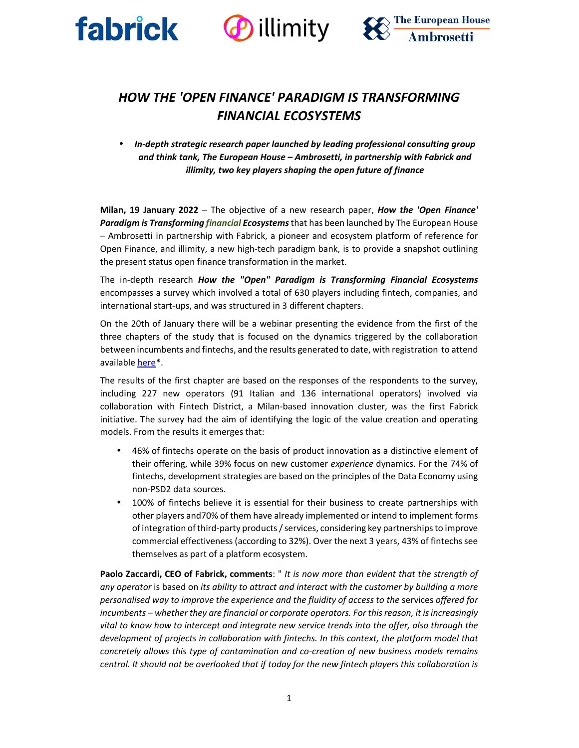# *HOW THE 'OPEN FINANCE' PARADIGM IS TRANSFORMING FINANCIAL ECOSYSTEMS*

- ***In-depth strategic research paper launched by leading professional consulting group and think tank, The European House – Ambrosetti, in partnership with Fabrick and illimity, two key players shaping the open future of finance***

**Milan, 19 January 2022** – The objective of a new research paper, ***How the 'Open Finance' Paradigm is Transforming financial Ecosystems*** that has been launched by The European House – Ambrosetti in partnership with Fabrick, a pioneer and ecosystem platform of reference for Open Finance, and illimity, a new high-tech paradigm bank, is to provide a snapshot outlining the present status open finance transformation in the market.

The in-depth research ***How the "Open" Paradigm is Transforming Financial Ecosystems*** encompasses a survey which involved a total of 630 players including fintech, companies, and international start-ups, and was structured in 3 different chapters.

On the 20th of January there will be a webinar presenting the evidence from the first of the three chapters of the study that is focused on the dynamics triggered by the collaboration between incumbents and fintechs, and the results generated to date, with registration to attend available here*.

The results of the first chapter are based on the responses of the respondents to the survey, including 227 new operators (91 Italian and 136 international operators) involved via collaboration with Fintech District, a Milan-based innovation cluster, was the first Fabrick initiative. The survey had the aim of identifying the logic of the value creation and operating models. From the results it emerges that:

- 46% of fintechs operate on the basis of product innovation as a distinctive element of their offering, while 39% focus on new customer *experience* dynamics. For the 74% of fintechs, development strategies are based on the principles of the Data Economy using non-PSD2 data sources.
- 100% of fintechs believe it is essential for their business to create partnerships with other players and70% of them have already implemented or intend to implement forms of integration of third-party products / services, considering key partnerships to improve commercial effectiveness (according to 32%). Over the next 3 years, 43% of fintechs see themselves as part of a platform ecosystem.

**Paolo Zaccardi, CEO of Fabrick, comments**: " *It is now more than evident that the strength of any operator* is based on *its ability to attract and interact with the customer by building a more personalised way to improve the experience and the fluidity of access to the* services *offered for incumbents – whether they are financial or corporate operators. For this reason, it is increasingly vital to know how to intercept and integrate new service trends into the offer, also through the development of projects in collaboration with fintechs. In this context, the platform model that concretely allows this type of contamination and co-creation of new business models remains central. It should not be overlooked that if today for the new fintech players this collaboration is*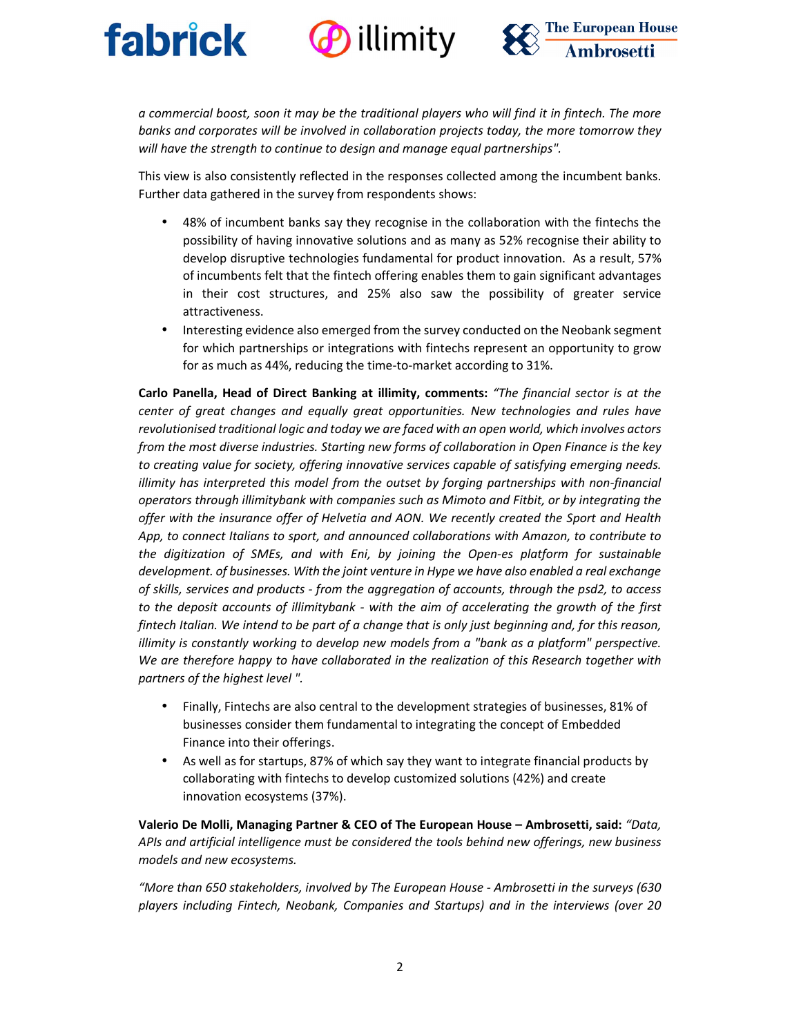*a commercial boost, soon it may be the traditional players who will find it in fintech. The more banks and corporates will be involved in collaboration projects today, the more tomorrow they will have the strength to continue to design and manage equal partnerships".*

This view is also consistently reflected in the responses collected among the incumbent banks. Further data gathered in the survey from respondents shows:

- 48% of incumbent banks say they recognise in the collaboration with the fintechs the possibility of having innovative solutions and as many as 52% recognise their ability to develop disruptive technologies fundamental for product innovation. As a result, 57% of incumbents felt that the fintech offering enables them to gain significant advantages in their cost structures, and 25% also saw the possibility of greater service attractiveness.
- Interesting evidence also emerged from the survey conducted on the Neobank segment for which partnerships or integrations with fintechs represent an opportunity to grow for as much as 44%, reducing the time-to-market according to 31%.

**Carlo Panella, Head of Direct Banking at illimity, comments:** *"The financial sector is at the center of great changes and equally great opportunities. New technologies and rules have revolutionised traditional logic and today we are faced with an open world, which involves actors from the most diverse industries. Starting new forms of collaboration in Open Finance is the key to creating value for society, offering innovative services capable of satisfying emerging needs. illimity has interpreted this model from the outset by forging partnerships with non-financial operators through illimitybank with companies such as Mimoto and Fitbit, or by integrating the offer with the insurance offer of Helvetia and AON. We recently created the Sport and Health App, to connect Italians to sport, and announced collaborations with Amazon, to contribute to the digitization of SMEs, and with Eni, by joining the Open-es platform for sustainable development. of businesses. With the joint venture in Hype we have also enabled a real exchange of skills, services and products - from the aggregation of accounts, through the psd2, to access to the deposit accounts of illimitybank - with the aim of accelerating the growth of the first fintech Italian. We intend to be part of a change that is only just beginning and, for this reason, illimity is constantly working to develop new models from a "bank as a platform" perspective. We are therefore happy to have collaborated in the realization of this Research together with partners of the highest level ".*

- Finally, Fintechs are also central to the development strategies of businesses, 81% of businesses consider them fundamental to integrating the concept of Embedded Finance into their offerings.
- As well as for startups, 87% of which say they want to integrate financial products by collaborating with fintechs to develop customized solutions (42%) and create innovation ecosystems (37%).

**Valerio De Molli, Managing Partner & CEO of The European House – Ambrosetti, said:** *"Data, APIs and artificial intelligence must be considered the tools behind new offerings, new business models and new ecosystems.*

*"More than 650 stakeholders, involved by The European House - Ambrosetti in the surveys (630 players including Fintech, Neobank, Companies and Startups) and in the interviews (over 20*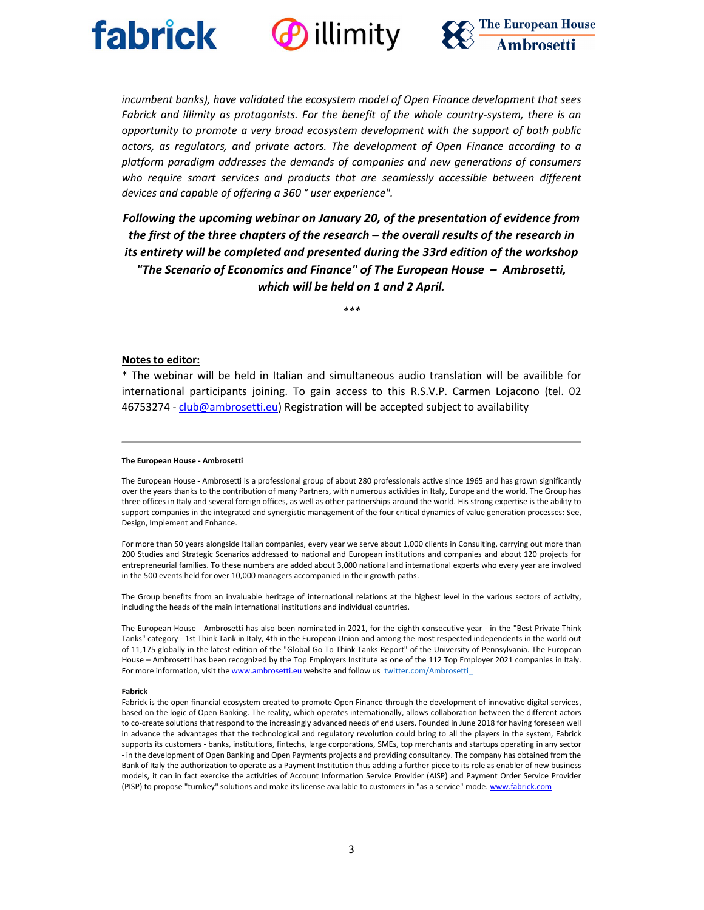*incumbent banks), have validated the ecosystem model of Open Finance development that sees Fabrick and illimity as protagonists. For the benefit of the whole country-system, there is an opportunity to promote a very broad ecosystem development with the support of both public actors, as regulators, and private actors. The development of Open Finance according to a platform paradigm addresses the demands of companies and new generations of consumers who require smart services and products that are seamlessly accessible between different devices and capable of offering a 360 ° user experience".*

***Following the upcoming webinar on January 20, of the presentation of evidence from the first of the three chapters of the research – the overall results of the research in its entirety will be completed and presented during the 33rd edition of the workshop "The Scenario of Economics and Finance" of The European House – Ambrosetti, which will be held on 1 and 2 April.***

\*\*\*

**Notes to editor:**

* The webinar will be held in Italian and simultaneous audio translation will be availible for international participants joining. To gain access to this R.S.V.P. Carmen Lojacono (tel. 02 46753274 - club@ambrosetti.eu) Registration will be accepted subject to availability

---

**The European House - Ambrosetti**

The European House - Ambrosetti is a professional group of about 280 professionals active since 1965 and has grown significantly over the years thanks to the contribution of many Partners, with numerous activities in Italy, Europe and the world. The Group has three offices in Italy and several foreign offices, as well as other partnerships around the world. His strong expertise is the ability to support companies in the integrated and synergistic management of the four critical dynamics of value generation processes: See, Design, Implement and Enhance.

For more than 50 years alongside Italian companies, every year we serve about 1,000 clients in Consulting, carrying out more than 200 Studies and Strategic Scenarios addressed to national and European institutions and companies and about 120 projects for entrepreneurial families. To these numbers are added about 3,000 national and international experts who every year are involved in the 500 events held for over 10,000 managers accompanied in their growth paths.

The Group benefits from an invaluable heritage of international relations at the highest level in the various sectors of activity, including the heads of the main international institutions and individual countries.

The European House - Ambrosetti has also been nominated in 2021, for the eighth consecutive year - in the "Best Private Think Tanks" category - 1st Think Tank in Italy, 4th in the European Union and among the most respected independents in the world out of 11,175 globally in the latest edition of the "Global Go To Think Tanks Report" of the University of Pennsylvania. The European House – Ambrosetti has been recognized by the Top Employers Institute as one of the 112 Top Employer 2021 companies in Italy. For more information, visit the www.ambrosetti.eu website and follow us twitter.com/Ambrosetti_

**Fabrick**

Fabrick is the open financial ecosystem created to promote Open Finance through the development of innovative digital services, based on the logic of Open Banking. The reality, which operates internationally, allows collaboration between the different actors to co-create solutions that respond to the increasingly advanced needs of end users. Founded in June 2018 for having foreseen well in advance the advantages that the technological and regulatory revolution could bring to all the players in the system, Fabrick supports its customers - banks, institutions, fintechs, large corporations, SMEs, top merchants and startups operating in any sector - in the development of Open Banking and Open Payments projects and providing consultancy. The company has obtained from the Bank of Italy the authorization to operate as a Payment Institution thus adding a further piece to its role as enabler of new business models, it can in fact exercise the activities of Account Information Service Provider (AISP) and Payment Order Service Provider (PISP) to propose "turnkey" solutions and make its license available to customers in "as a service" mode. www.fabrick.com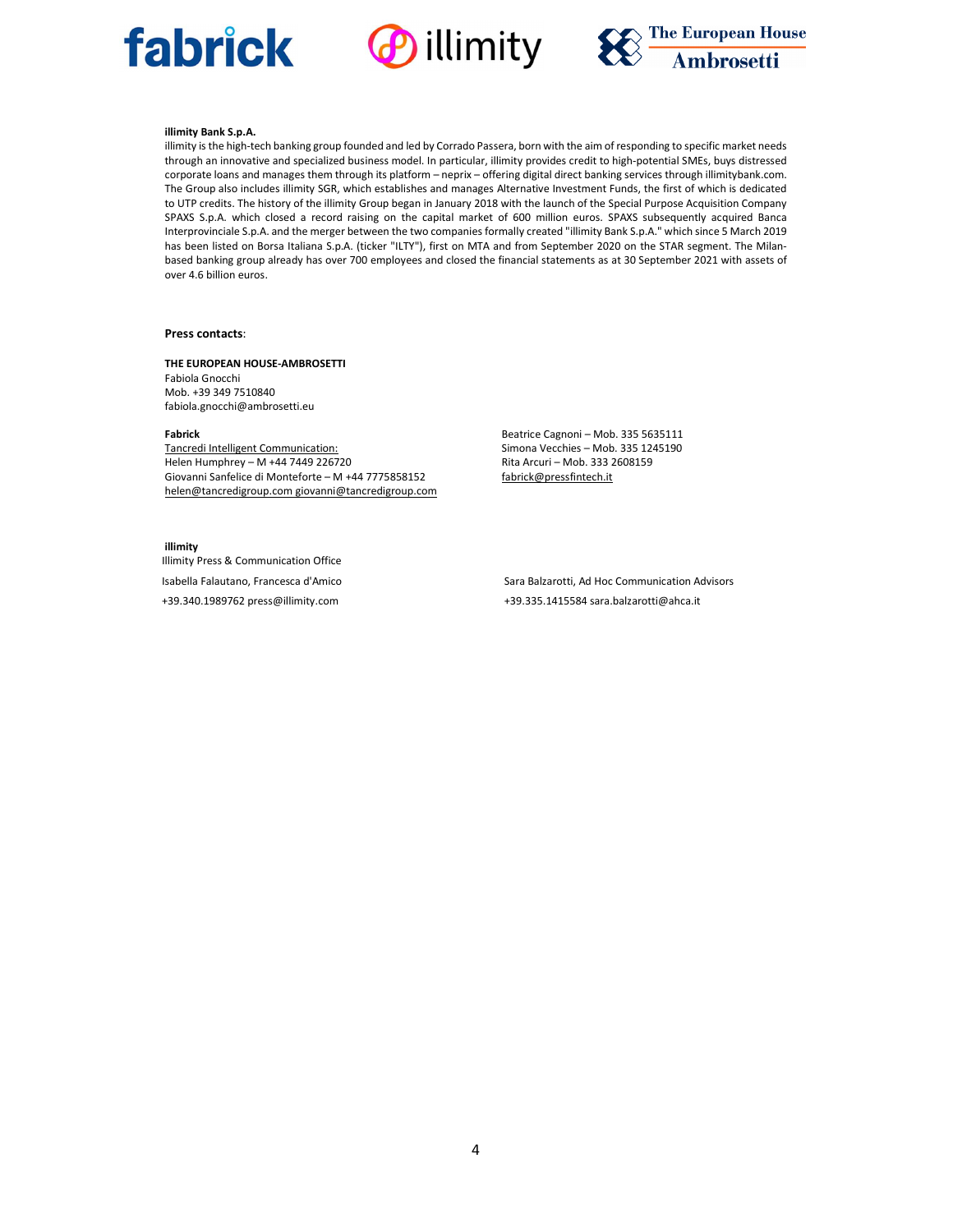**illimity Bank S.p.A.**

illimity is the high-tech banking group founded and led by Corrado Passera, born with the aim of responding to specific market needs through an innovative and specialized business model. In particular, illimity provides credit to high-potential SMEs, buys distressed corporate loans and manages them through its platform – neprix – offering digital direct banking services through illimitybank.com. The Group also includes illimity SGR, which establishes and manages Alternative Investment Funds, the first of which is dedicated to UTP credits. The history of the illimity Group began in January 2018 with the launch of the Special Purpose Acquisition Company SPAXS S.p.A. which closed a record raising on the capital market of 600 million euros. SPAXS subsequently acquired Banca Interprovinciale S.p.A. and the merger between the two companies formally created "illimity Bank S.p.A." which since 5 March 2019 has been listed on Borsa Italiana S.p.A. (ticker "ILTY"), first on MTA and from September 2020 on the STAR segment. The Milan-based banking group already has over 700 employees and closed the financial statements as at 30 September 2021 with assets of over 4.6 billion euros.

**Press contacts**:

**THE EUROPEAN HOUSE-AMBROSETTI**
Fabiola Gnocchi
Mob. +39 349 7510840
fabiola.gnocchi@ambrosetti.eu

**Fabrick**
Tancredi Intelligent Communication:
Helen Humphrey – M +44 7449 226720
Giovanni Sanfelice di Monteforte – M +44 7775858152
helen@tancredigroup.com giovanni@tancredigroup.com

Beatrice Cagnoni – Mob. 335 5635111
Simona Vecchies – Mob. 335 1245190
Rita Arcuri – Mob. 333 2608159
fabrick@pressfintech.it

**illimity**
Illimity Press & Communication Office
Isabella Falautano, Francesca d'Amico
+39.340.1989762 press@illimity.com

Sara Balzarotti, Ad Hoc Communication Advisors
+39.335.1415584 sara.balzarotti@ahca.it